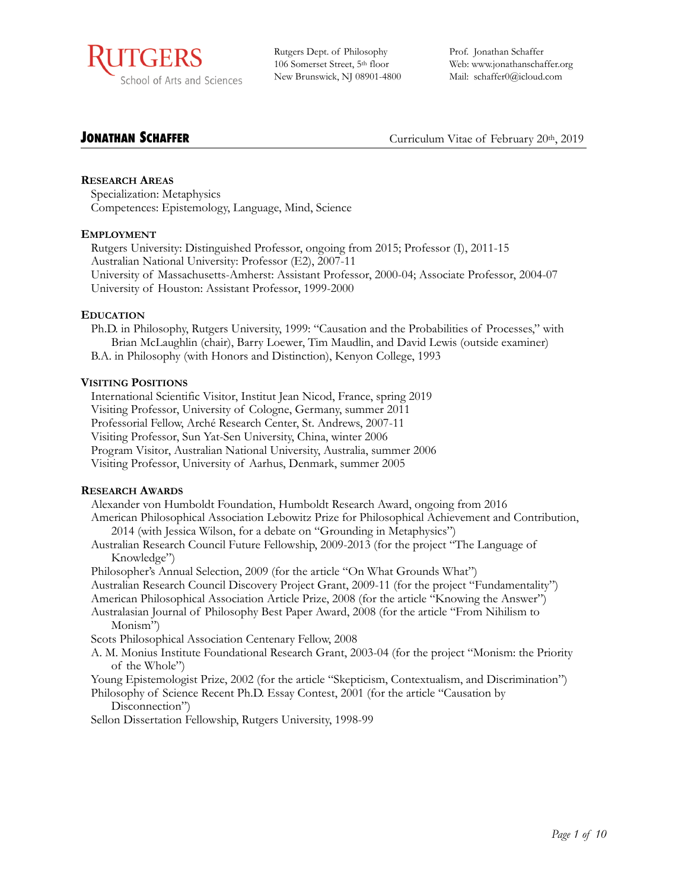RUTGERS
School of Arts and Sciences

Rutgers Dept. of Philosophy
106 Somerset Street, 5th floor
New Brunswick, NJ 08901-4800

Prof. Jonathan Schaffer
Web: www.jonathanschaffer.org
Mail: schaffer0@icloud.com

# JONATHAN SCHAFFER

Curriculum Vitae of February 20th, 2019

## RESEARCH AREAS

Specialization: Metaphysics
Competences: Epistemology, Language, Mind, Science

## EMPLOYMENT

Rutgers University: Distinguished Professor, ongoing from 2015; Professor (I), 2011-15
Australian National University: Professor (E2), 2007-11
University of Massachusetts-Amherst: Assistant Professor, 2000-04; Associate Professor, 2004-07
University of Houston: Assistant Professor, 1999-2000

## EDUCATION

Ph.D. in Philosophy, Rutgers University, 1999: "Causation and the Probabilities of Processes," with Brian McLaughlin (chair), Barry Loewer, Tim Maudlin, and David Lewis (outside examiner)
B.A. in Philosophy (with Honors and Distinction), Kenyon College, 1993

## VISITING POSITIONS

International Scientific Visitor, Institut Jean Nicod, France, spring 2019
Visiting Professor, University of Cologne, Germany, summer 2011
Professorial Fellow, Arché Research Center, St. Andrews, 2007-11
Visiting Professor, Sun Yat-Sen University, China, winter 2006
Program Visitor, Australian National University, Australia, summer 2006
Visiting Professor, University of Aarhus, Denmark, summer 2005

## RESEARCH AWARDS

Alexander von Humboldt Foundation, Humboldt Research Award, ongoing from 2016
American Philosophical Association Lebowitz Prize for Philosophical Achievement and Contribution, 2014 (with Jessica Wilson, for a debate on "Grounding in Metaphysics")
Australian Research Council Future Fellowship, 2009-2013 (for the project "The Language of Knowledge")
Philosopher's Annual Selection, 2009 (for the article "On What Grounds What")
Australian Research Council Discovery Project Grant, 2009-11 (for the project "Fundamentality")
American Philosophical Association Article Prize, 2008 (for the article "Knowing the Answer")
Australasian Journal of Philosophy Best Paper Award, 2008 (for the article "From Nihilism to Monism")
Scots Philosophical Association Centenary Fellow, 2008
A. M. Monius Institute Foundational Research Grant, 2003-04 (for the project "Monism: the Priority of the Whole")
Young Epistemologist Prize, 2002 (for the article "Skepticism, Contextualism, and Discrimination")
Philosophy of Science Recent Ph.D. Essay Contest, 2001 (for the article "Causation by Disconnection")
Sellon Dissertation Fellowship, Rutgers University, 1998-99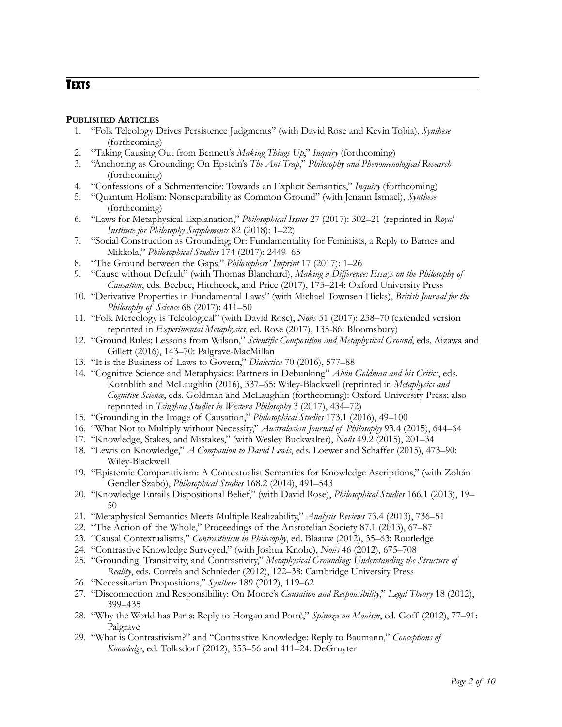## TEXTS

### PUBLISHED ARTICLES

1. "Folk Teleology Drives Persistence Judgments" (with David Rose and Kevin Tobia), *Synthese* (forthcoming)
2. "Taking Causing Out from Bennett's *Making Things Up*," *Inquiry* (forthcoming)
3. "Anchoring as Grounding: On Epstein's *The Ant Trap*," *Philosophy and Phenomenological Research* (forthcoming)
4. "Confessions of a Schmentencite: Towards an Explicit Semantics," *Inquiry* (forthcoming)
5. "Quantum Holism: Nonseparability as Common Ground" (with Jenann Ismael), *Synthese* (forthcoming)
6. "Laws for Metaphysical Explanation," *Philosophical Issues* 27 (2017): 302–21 (reprinted in *Royal Institute for Philosophy Supplements* 82 (2018): 1–22)
7. "Social Construction as Grounding; Or: Fundamentality for Feminists, a Reply to Barnes and Mikkola," *Philosophical Studies* 174 (2017): 2449–65
8. "The Ground between the Gaps," *Philosophers' Imprint* 17 (2017): 1–26
9. "Cause without Default" (with Thomas Blanchard), *Making a Difference: Essays on the Philosophy of Causation*, eds. Beebee, Hitchcock, and Price (2017), 175–214: Oxford University Press
10. "Derivative Properties in Fundamental Laws" (with Michael Townsen Hicks), *British Journal for the Philosophy of Science* 68 (2017): 411–50
11. "Folk Mereology is Teleological" (with David Rose), *Noûs* 51 (2017): 238–70 (extended version reprinted in *Experimental Metaphysics*, ed. Rose (2017), 135-86: Bloomsbury)
12. "Ground Rules: Lessons from Wilson," *Scientific Composition and Metaphysical Ground*, eds. Aizawa and Gillett (2016), 143–70: Palgrave-MacMillan
13. "It is the Business of Laws to Govern," *Dialectica* 70 (2016), 577–88
14. "Cognitive Science and Metaphysics: Partners in Debunking" *Alvin Goldman and his Critics*, eds. Kornblith and McLaughlin (2016), 337–65: Wiley-Blackwell (reprinted in *Metaphysics and Cognitive Science*, eds. Goldman and McLaughlin (forthcoming): Oxford University Press; also reprinted in *Tsinghua Studies in Western Philosophy* 3 (2017), 434–72)
15. "Grounding in the Image of Causation," *Philosophical Studies* 173.1 (2016), 49–100
16. "What Not to Multiply without Necessity," *Australasian Journal of Philosophy* 93.4 (2015), 644–64
17. "Knowledge, Stakes, and Mistakes," (with Wesley Buckwalter), *Noûs* 49.2 (2015), 201–34
18. "Lewis on Knowledge," *A Companion to David Lewis*, eds. Loewer and Schaffer (2015), 473–90: Wiley-Blackwell
19. "Epistemic Comparativism: A Contextualist Semantics for Knowledge Ascriptions," (with Zoltán Gendler Szabó), *Philosophical Studies* 168.2 (2014), 491–543
20. "Knowledge Entails Dispositional Belief," (with David Rose), *Philosophical Studies* 166.1 (2013), 19–50
21. "Metaphysical Semantics Meets Multiple Realizability," *Analysis Reviews* 73.4 (2013), 736–51
22. "The Action of the Whole," Proceedings of the Aristotelian Society 87.1 (2013), 67–87
23. "Causal Contextualisms," *Contrastivism in Philosophy*, ed. Blaauw (2012), 35–63: Routledge
24. "Contrastive Knowledge Surveyed," (with Joshua Knobe), *Noûs* 46 (2012), 675–708
25. "Grounding, Transitivity, and Contrastivity," *Metaphysical Grounding: Understanding the Structure of Reality*, eds. Correia and Schnieder (2012), 122–38: Cambridge University Press
26. "Necessitarian Propositions," *Synthese* 189 (2012), 119–62
27. "Disconnection and Responsibility: On Moore's *Causation and Responsibility*," *Legal Theory* 18 (2012), 399–435
28. "Why the World has Parts: Reply to Horgan and Potrč," *Spinoza on Monism*, ed. Goff (2012), 77–91: Palgrave
29. "What is Contrastivism?" and "Contrastive Knowledge: Reply to Baumann," *Conceptions of Knowledge*, ed. Tolksdorf (2012), 353–56 and 411–24: DeGruyter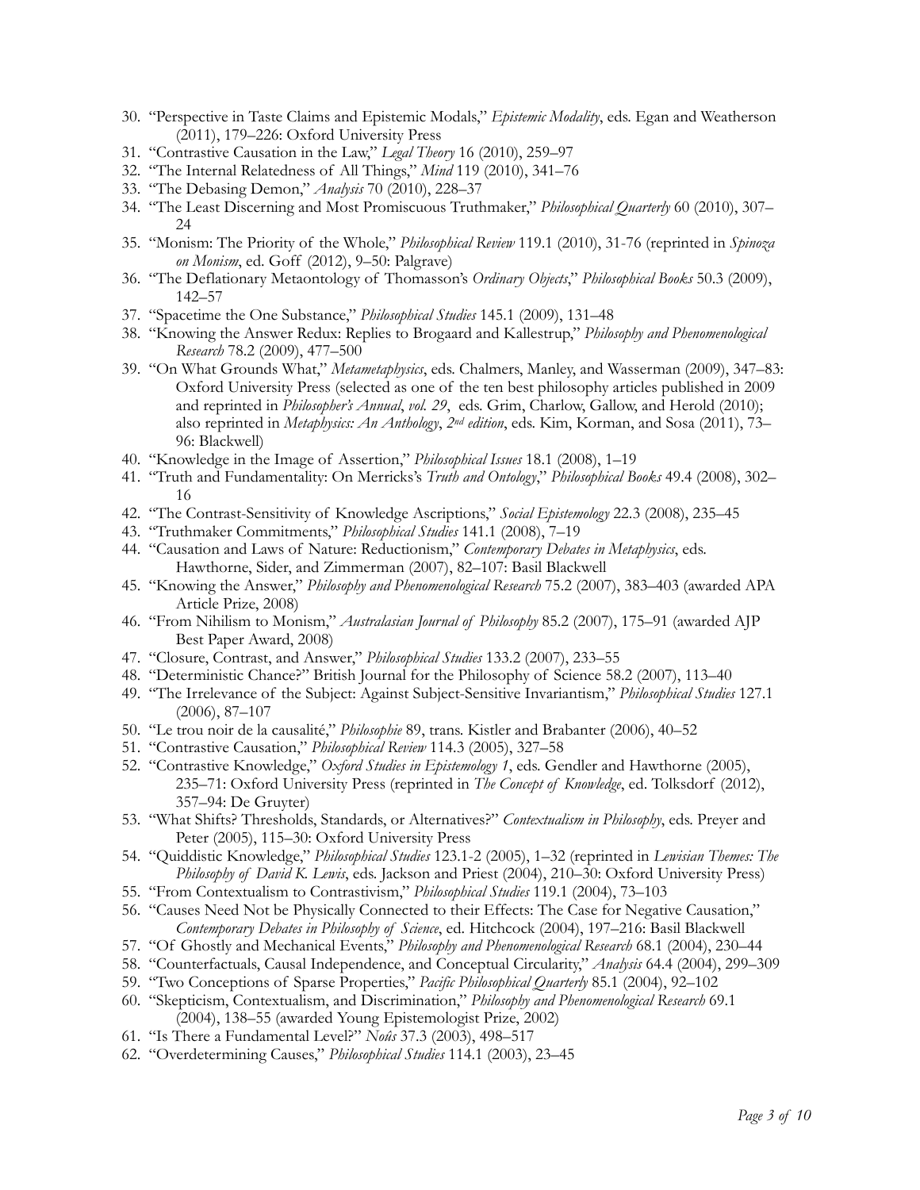30. "Perspective in Taste Claims and Epistemic Modals," *Epistemic Modality*, eds. Egan and Weatherson (2011), 179–226: Oxford University Press
31. "Contrastive Causation in the Law," *Legal Theory* 16 (2010), 259–97
32. "The Internal Relatedness of All Things," *Mind* 119 (2010), 341–76
33. "The Debasing Demon," *Analysis* 70 (2010), 228–37
34. "The Least Discerning and Most Promiscuous Truthmaker," *Philosophical Quarterly* 60 (2010), 307–24
35. "Monism: The Priority of the Whole," *Philosophical Review* 119.1 (2010), 31-76 (reprinted in *Spinoza on Monism*, ed. Goff (2012), 9–50: Palgrave)
36. "The Deflationary Metaontology of Thomasson's *Ordinary Objects*," *Philosophical Books* 50.3 (2009), 142–57
37. "Spacetime the One Substance," *Philosophical Studies* 145.1 (2009), 131–48
38. "Knowing the Answer Redux: Replies to Brogaard and Kallestrup," *Philosophy and Phenomenological Research* 78.2 (2009), 477–500
39. "On What Grounds What," *Metametaphysics*, eds. Chalmers, Manley, and Wasserman (2009), 347–83: Oxford University Press (selected as one of the ten best philosophy articles published in 2009 and reprinted in *Philosopher's Annual*, *vol. 29*, eds. Grim, Charlow, Gallow, and Herold (2010); also reprinted in *Metaphysics: An Anthology*, *2nd edition*, eds. Kim, Korman, and Sosa (2011), 73–96: Blackwell)
40. "Knowledge in the Image of Assertion," *Philosophical Issues* 18.1 (2008), 1–19
41. "Truth and Fundamentality: On Merricks's *Truth and Ontology*," *Philosophical Books* 49.4 (2008), 302–16
42. "The Contrast-Sensitivity of Knowledge Ascriptions," *Social Epistemology* 22.3 (2008), 235–45
43. "Truthmaker Commitments," *Philosophical Studies* 141.1 (2008), 7–19
44. "Causation and Laws of Nature: Reductionism," *Contemporary Debates in Metaphysics*, eds. Hawthorne, Sider, and Zimmerman (2007), 82–107: Basil Blackwell
45. "Knowing the Answer," *Philosophy and Phenomenological Research* 75.2 (2007), 383–403 (awarded APA Article Prize, 2008)
46. "From Nihilism to Monism," *Australasian Journal of Philosophy* 85.2 (2007), 175–91 (awarded AJP Best Paper Award, 2008)
47. "Closure, Contrast, and Answer," *Philosophical Studies* 133.2 (2007), 233–55
48. "Deterministic Chance?" British Journal for the Philosophy of Science 58.2 (2007), 113–40
49. "The Irrelevance of the Subject: Against Subject-Sensitive Invariantism," *Philosophical Studies* 127.1 (2006), 87–107
50. "Le trou noir de la causalité," *Philosophie* 89, trans. Kistler and Brabanter (2006), 40–52
51. "Contrastive Causation," *Philosophical Review* 114.3 (2005), 327–58
52. "Contrastive Knowledge," *Oxford Studies in Epistemology 1*, eds. Gendler and Hawthorne (2005), 235–71: Oxford University Press (reprinted in *The Concept of Knowledge*, ed. Tolksdorf (2012), 357–94: De Gruyter)
53. "What Shifts? Thresholds, Standards, or Alternatives?" *Contextualism in Philosophy*, eds. Preyer and Peter (2005), 115–30: Oxford University Press
54. "Quiddistic Knowledge," *Philosophical Studies* 123.1-2 (2005), 1–32 (reprinted in *Lewisian Themes: The Philosophy of David K. Lewis*, eds. Jackson and Priest (2004), 210–30: Oxford University Press)
55. "From Contextualism to Contrastivism," *Philosophical Studies* 119.1 (2004), 73–103
56. "Causes Need Not be Physically Connected to their Effects: The Case for Negative Causation," *Contemporary Debates in Philosophy of Science*, ed. Hitchcock (2004), 197–216: Basil Blackwell
57. "Of Ghostly and Mechanical Events," *Philosophy and Phenomenological Research* 68.1 (2004), 230–44
58. "Counterfactuals, Causal Independence, and Conceptual Circularity," *Analysis* 64.4 (2004), 299–309
59. "Two Conceptions of Sparse Properties," *Pacific Philosophical Quarterly* 85.1 (2004), 92–102
60. "Skepticism, Contextualism, and Discrimination," *Philosophy and Phenomenological Research* 69.1 (2004), 138–55 (awarded Young Epistemologist Prize, 2002)
61. "Is There a Fundamental Level?" *Noûs* 37.3 (2003), 498–517
62. "Overdetermining Causes," *Philosophical Studies* 114.1 (2003), 23–45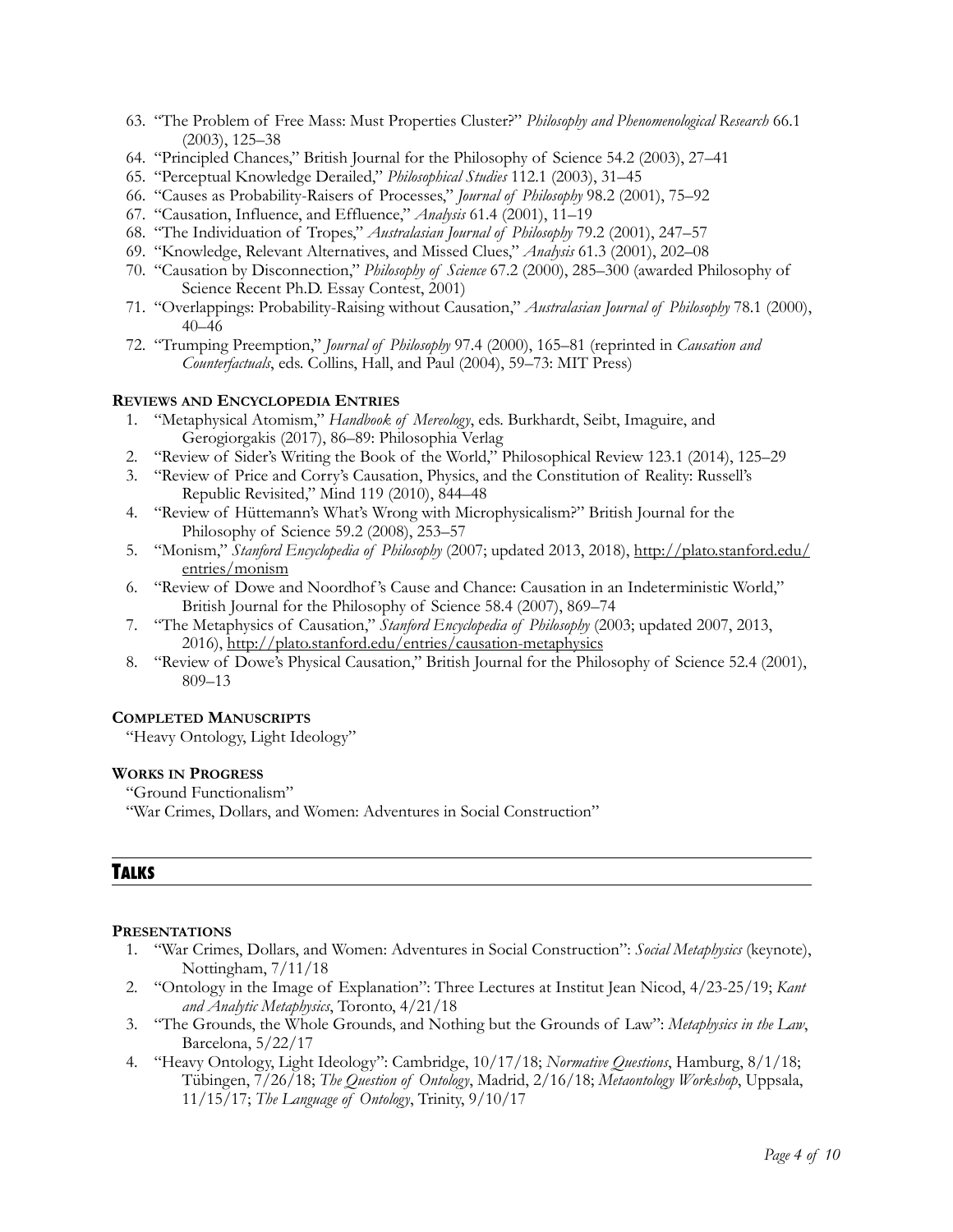63. "The Problem of Free Mass: Must Properties Cluster?" *Philosophy and Phenomenological Research* 66.1 (2003), 125–38
64. "Principled Chances," British Journal for the Philosophy of Science 54.2 (2003), 27–41
65. "Perceptual Knowledge Derailed," *Philosophical Studies* 112.1 (2003), 31–45
66. "Causes as Probability-Raisers of Processes," *Journal of Philosophy* 98.2 (2001), 75–92
67. "Causation, Influence, and Effluence," *Analysis* 61.4 (2001), 11–19
68. "The Individuation of Tropes," *Australasian Journal of Philosophy* 79.2 (2001), 247–57
69. "Knowledge, Relevant Alternatives, and Missed Clues," *Analysis* 61.3 (2001), 202–08
70. "Causation by Disconnection," *Philosophy of Science* 67.2 (2000), 285–300 (awarded Philosophy of Science Recent Ph.D. Essay Contest, 2001)
71. "Overlappings: Probability-Raising without Causation," *Australasian Journal of Philosophy* 78.1 (2000), 40–46
72. "Trumping Preemption," *Journal of Philosophy* 97.4 (2000), 165–81 (reprinted in *Causation and Counterfactuals*, eds. Collins, Hall, and Paul (2004), 59–73: MIT Press)

**Reviews and Encyclopedia Entries**

1. "Metaphysical Atomism," *Handbook of Mereology*, eds. Burkhardt, Seibt, Imaguire, and Gerogiorgakis (2017), 86–89: Philosophia Verlag
2. "Review of Sider's Writing the Book of the World," Philosophical Review 123.1 (2014), 125–29
3. "Review of Price and Corry's Causation, Physics, and the Constitution of Reality: Russell's Republic Revisited," Mind 119 (2010), 844–48
4. "Review of Hüttemann's What's Wrong with Microphysicalism?" British Journal for the Philosophy of Science 59.2 (2008), 253–57
5. "Monism," *Stanford Encyclopedia of Philosophy* (2007; updated 2013, 2018), http://plato.stanford.edu/entries/monism
6. "Review of Dowe and Noordhof's Cause and Chance: Causation in an Indeterministic World," British Journal for the Philosophy of Science 58.4 (2007), 869–74
7. "The Metaphysics of Causation," *Stanford Encyclopedia of Philosophy* (2003; updated 2007, 2013, 2016), http://plato.stanford.edu/entries/causation-metaphysics
8. "Review of Dowe's Physical Causation," British Journal for the Philosophy of Science 52.4 (2001), 809–13

**Completed Manuscripts**

"Heavy Ontology, Light Ideology"

**Works in Progress**

"Ground Functionalism"

"War Crimes, Dollars, and Women: Adventures in Social Construction"

## Talks

**Presentations**

1. "War Crimes, Dollars, and Women: Adventures in Social Construction": *Social Metaphysics* (keynote), Nottingham, 7/11/18
2. "Ontology in the Image of Explanation": Three Lectures at Institut Jean Nicod, 4/23-25/19; *Kant and Analytic Metaphysics*, Toronto, 4/21/18
3. "The Grounds, the Whole Grounds, and Nothing but the Grounds of Law": *Metaphysics in the Law*, Barcelona, 5/22/17
4. "Heavy Ontology, Light Ideology": Cambridge, 10/17/18; *Normative Questions*, Hamburg, 8/1/18; Tübingen, 7/26/18; *The Question of Ontology*, Madrid, 2/16/18; *Metaontology Workshop*, Uppsala, 11/15/17; *The Language of Ontology*, Trinity, 9/10/17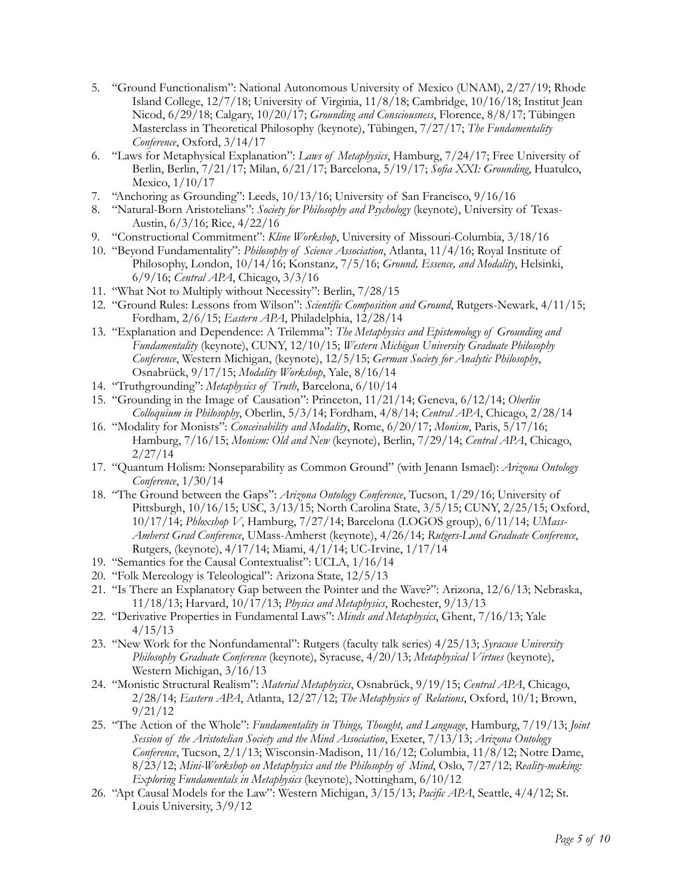5. "Ground Functionalism": National Autonomous University of Mexico (UNAM), 2/27/19; Rhode Island College, 12/7/18; University of Virginia, 11/8/18; Cambridge, 10/16/18; Institut Jean Nicod, 6/29/18; Calgary, 10/20/17; *Grounding and Consciousness*, Florence, 8/8/17; Tübingen Masterclass in Theoretical Philosophy (keynote), Tübingen, 7/27/17; *The Fundamentality Conference*, Oxford, 3/14/17
6. "Laws for Metaphysical Explanation": *Laws of Metaphysics*, Hamburg, 7/24/17; Free University of Berlin, Berlin, 7/21/17; Milan, 6/21/17; Barcelona, 5/19/17; *Sofia XXI: Grounding*, Huatulco, Mexico, 1/10/17
7. "Anchoring as Grounding": Leeds, 10/13/16; University of San Francisco, 9/16/16
8. "Natural-Born Aristotelians": *Society for Philosophy and Psychology* (keynote), University of Texas-Austin, 6/3/16; Rice, 4/22/16
9. "Constructional Commitment": *Kline Workshop*, University of Missouri-Columbia, 3/18/16
10. "Beyond Fundamentality": *Philosophy of Science Association*, Atlanta, 11/4/16; Royal Institute of Philosophy, London, 10/14/16; Konstanz, 7/5/16; *Ground, Essence, and Modality*, Helsinki, 6/9/16; *Central APA*, Chicago, 3/3/16
11. "What Not to Multiply without Necessity": Berlin, 7/28/15
12. "Ground Rules: Lessons from Wilson": *Scientific Composition and Ground*, Rutgers-Newark, 4/11/15; Fordham, 2/6/15; *Eastern APA*, Philadelphia, 12/28/14
13. "Explanation and Dependence: A Trilemma": *The Metaphysics and Epistemology of Grounding and Fundamentality* (keynote), CUNY, 12/10/15; *Western Michigan University Graduate Philosophy Conference*, Western Michigan, (keynote), 12/5/15; *German Society for Analytic Philosophy*, Osnabrück, 9/17/15; *Modality Workshop*, Yale, 8/16/14
14. "Truthgrounding": *Metaphysics of Truth*, Barcelona, 6/10/14
15. "Grounding in the Image of Causation": Princeton, 11/21/14; Geneva, 6/12/14; *Oberlin Colloquium in Philosophy*, Oberlin, 5/3/14; Fordham, 4/8/14; *Central APA*, Chicago, 2/28/14
16. "Modality for Monists": *Conceivability and Modality*, Rome, 6/20/17; *Monism*, Paris, 5/17/16; Hamburg, 7/16/15; *Monism: Old and New* (keynote), Berlin, 7/29/14; *Central APA*, Chicago, 2/27/14
17. "Quantum Holism: Nonseparability as Common Ground" (with Jenann Ismael): *Arizona Ontology Conference*, 1/30/14
18. "The Ground between the Gaps": *Arizona Ontology Conference*, Tucson, 1/29/16; University of Pittsburgh, 10/16/15; USC, 3/13/15; North Carolina State, 3/5/15; CUNY, 2/25/15; Oxford, 10/17/14; *Phloxshop V*, Hamburg, 7/27/14; Barcelona (LOGOS group), 6/11/14; *UMass-Amherst Grad Conference*, UMass-Amherst (keynote), 4/26/14; *Rutgers-Lund Graduate Conference*, Rutgers, (keynote), 4/17/14; Miami, 4/1/14; UC-Irvine, 1/17/14
19. "Semantics for the Causal Contextualist": UCLA, 1/16/14
20. "Folk Mereology is Teleological": Arizona State, 12/5/13
21. "Is There an Explanatory Gap between the Pointer and the Wave?": Arizona, 12/6/13; Nebraska, 11/18/13; Harvard, 10/17/13; *Physics and Metaphysics*, Rochester, 9/13/13
22. "Derivative Properties in Fundamental Laws": *Minds and Metaphysics*, Ghent, 7/16/13; Yale 4/15/13
23. "New Work for the Nonfundamental": Rutgers (faculty talk series) 4/25/13; *Syracuse University Philosophy Graduate Conference* (keynote), Syracuse, 4/20/13; *Metaphysical Virtues* (keynote), Western Michigan, 3/16/13
24. "Monistic Structural Realism": *Material Metaphysics*, Osnabrück, 9/19/15; *Central APA*, Chicago, 2/28/14; *Eastern APA*, Atlanta, 12/27/12; *The Metaphysics of Relations*, Oxford, 10/1; Brown, 9/21/12
25. "The Action of the Whole": *Fundamentality in Things, Thought, and Language*, Hamburg, 7/19/13; *Joint Session of the Aristotelian Society and the Mind Association*, Exeter, 7/13/13; *Arizona Ontology Conference*, Tucson, 2/1/13; Wisconsin-Madison, 11/16/12; Columbia, 11/8/12; Notre Dame, 8/23/12; *Mini-Workshop on Metaphysics and the Philosophy of Mind*, Oslo, 7/27/12; *Reality-making: Exploring Fundamentals in Metaphysics* (keynote), Nottingham, 6/10/12
26. "Apt Causal Models for the Law": Western Michigan, 3/15/13; *Pacific APA*, Seattle, 4/4/12; St. Louis University, 3/9/12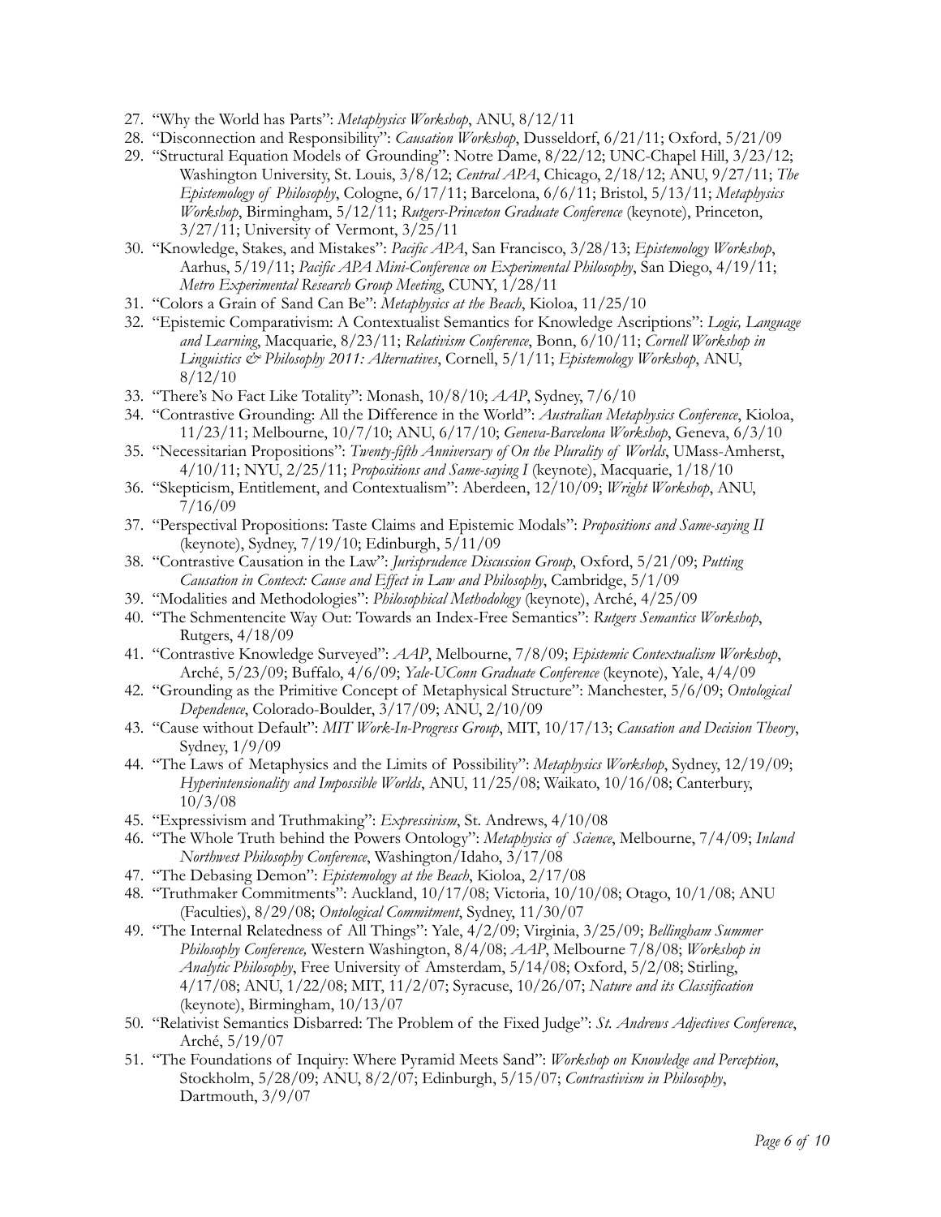27. "Why the World has Parts": *Metaphysics Workshop*, ANU, 8/12/11
28. "Disconnection and Responsibility": *Causation Workshop*, Dusseldorf, 6/21/11; Oxford, 5/21/09
29. "Structural Equation Models of Grounding": Notre Dame, 8/22/12; UNC-Chapel Hill, 3/23/12; Washington University, St. Louis, 3/8/12; *Central APA*, Chicago, 2/18/12; ANU, 9/27/11; *The Epistemology of Philosophy*, Cologne, 6/17/11; Barcelona, 6/6/11; Bristol, 5/13/11; *Metaphysics Workshop*, Birmingham, 5/12/11; *Rutgers-Princeton Graduate Conference* (keynote), Princeton, 3/27/11; University of Vermont, 3/25/11
30. "Knowledge, Stakes, and Mistakes": *Pacific APA*, San Francisco, 3/28/13; *Epistemology Workshop*, Aarhus, 5/19/11; *Pacific APA Mini-Conference on Experimental Philosophy*, San Diego, 4/19/11; *Metro Experimental Research Group Meeting*, CUNY, 1/28/11
31. "Colors a Grain of Sand Can Be": *Metaphysics at the Beach*, Kioloa, 11/25/10
32. "Epistemic Comparativism: A Contextualist Semantics for Knowledge Ascriptions": *Logic, Language and Learning*, Macquarie, 8/23/11; *Relativism Conference*, Bonn, 6/10/11; *Cornell Workshop in Linguistics & Philosophy 2011: Alternatives*, Cornell, 5/1/11; *Epistemology Workshop*, ANU, 8/12/10
33. "There's No Fact Like Totality": Monash, 10/8/10; *AAP*, Sydney, 7/6/10
34. "Contrastive Grounding: All the Difference in the World": *Australian Metaphysics Conference*, Kioloa, 11/23/11; Melbourne, 10/7/10; ANU, 6/17/10; *Geneva-Barcelona Workshop*, Geneva, 6/3/10
35. "Necessitarian Propositions": *Twenty-fifth Anniversary of On the Plurality of Worlds*, UMass-Amherst, 4/10/11; NYU, 2/25/11; *Propositions and Same-saying I* (keynote), Macquarie, 1/18/10
36. "Skepticism, Entitlement, and Contextualism": Aberdeen, 12/10/09; *Wright Workshop*, ANU, 7/16/09
37. "Perspectival Propositions: Taste Claims and Epistemic Modals": *Propositions and Same-saying II* (keynote), Sydney, 7/19/10; Edinburgh, 5/11/09
38. "Contrastive Causation in the Law": *Jurisprudence Discussion Group*, Oxford, 5/21/09; *Putting Causation in Context: Cause and Effect in Law and Philosophy*, Cambridge, 5/1/09
39. "Modalities and Methodologies": *Philosophical Methodology* (keynote), Arché, 4/25/09
40. "The Schmentencite Way Out: Towards an Index-Free Semantics": *Rutgers Semantics Workshop*, Rutgers, 4/18/09
41. "Contrastive Knowledge Surveyed": *AAP*, Melbourne, 7/8/09; *Epistemic Contextualism Workshop*, Arché, 5/23/09; Buffalo, 4/6/09; *Yale-UConn Graduate Conference* (keynote), Yale, 4/4/09
42. "Grounding as the Primitive Concept of Metaphysical Structure": Manchester, 5/6/09; *Ontological Dependence*, Colorado-Boulder, 3/17/09; ANU, 2/10/09
43. "Cause without Default": *MIT Work-In-Progress Group*, MIT, 10/17/13; *Causation and Decision Theory*, Sydney, 1/9/09
44. "The Laws of Metaphysics and the Limits of Possibility": *Metaphysics Workshop*, Sydney, 12/19/09; *Hyperintensionality and Impossible Worlds*, ANU, 11/25/08; Waikato, 10/16/08; Canterbury, 10/3/08
45. "Expressivism and Truthmaking": *Expressivism*, St. Andrews, 4/10/08
46. "The Whole Truth behind the Powers Ontology": *Metaphysics of Science*, Melbourne, 7/4/09; *Inland Northwest Philosophy Conference*, Washington/Idaho, 3/17/08
47. "The Debasing Demon": *Epistemology at the Beach*, Kioloa, 2/17/08
48. "Truthmaker Commitments": Auckland, 10/17/08; Victoria, 10/10/08; Otago, 10/1/08; ANU (Faculties), 8/29/08; *Ontological Commitment*, Sydney, 11/30/07
49. "The Internal Relatedness of All Things": Yale, 4/2/09; Virginia, 3/25/09; *Bellingham Summer Philosophy Conference,* Western Washington, 8/4/08; *AAP*, Melbourne 7/8/08; *Workshop in Analytic Philosophy*, Free University of Amsterdam, 5/14/08; Oxford, 5/2/08; Stirling, 4/17/08; ANU, 1/22/08; MIT, 11/2/07; Syracuse, 10/26/07; *Nature and its Classification* (keynote), Birmingham, 10/13/07
50. "Relativist Semantics Disbarred: The Problem of the Fixed Judge": *St. Andrews Adjectives Conference*, Arché, 5/19/07
51. "The Foundations of Inquiry: Where Pyramid Meets Sand": *Workshop on Knowledge and Perception*, Stockholm, 5/28/09; ANU, 8/2/07; Edinburgh, 5/15/07; *Contrastivism in Philosophy*, Dartmouth, 3/9/07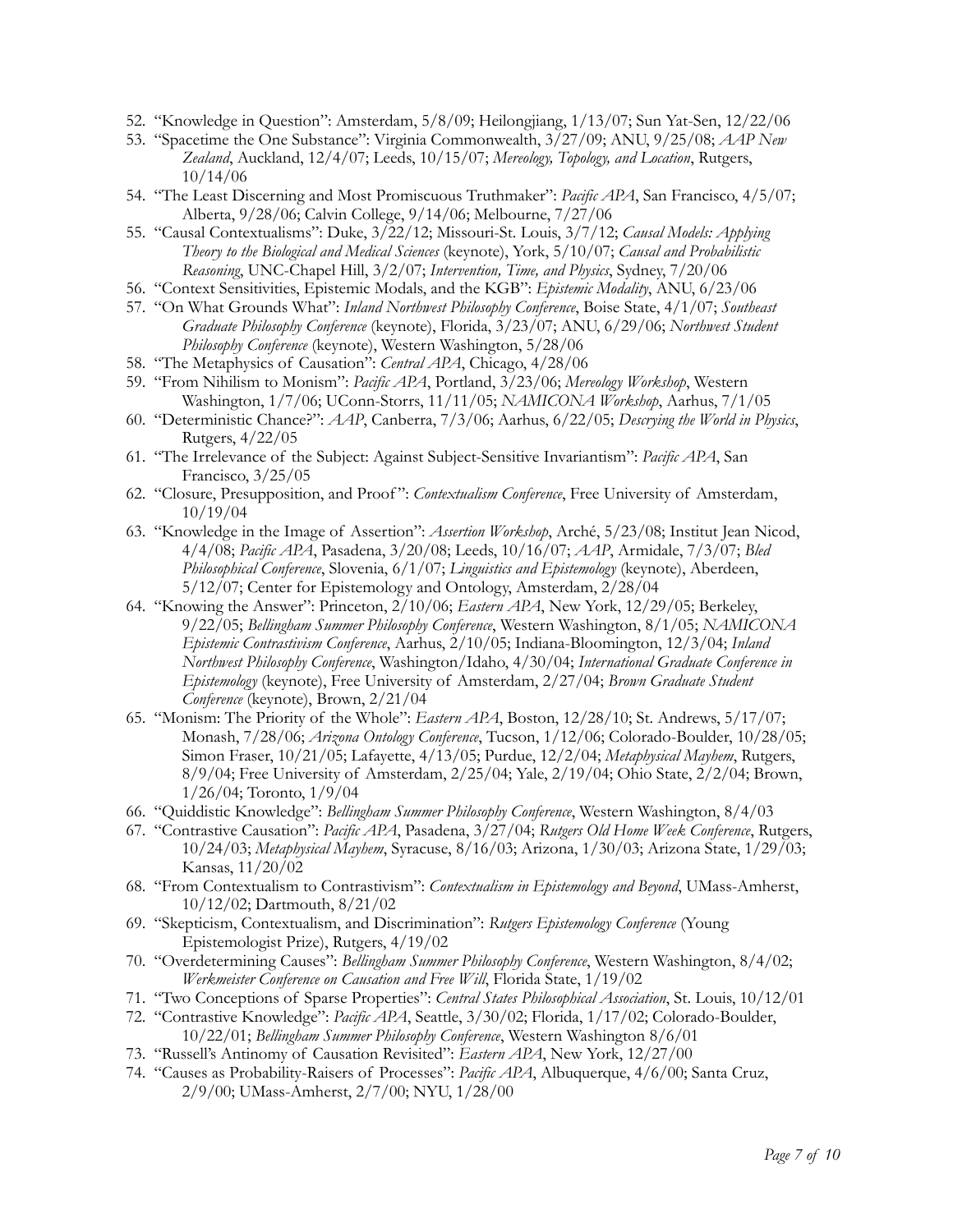52. "Knowledge in Question": Amsterdam, 5/8/09; Heilongjiang, 1/13/07; Sun Yat-Sen, 12/22/06
53. "Spacetime the One Substance": Virginia Commonwealth, 3/27/09; ANU, 9/25/08; *AAP New Zealand*, Auckland, 12/4/07; Leeds, 10/15/07; *Mereology, Topology, and Location*, Rutgers, 10/14/06
54. "The Least Discerning and Most Promiscuous Truthmaker": *Pacific APA*, San Francisco, 4/5/07; Alberta, 9/28/06; Calvin College, 9/14/06; Melbourne, 7/27/06
55. "Causal Contextualisms": Duke, 3/22/12; Missouri-St. Louis, 3/7/12; *Causal Models: Applying Theory to the Biological and Medical Sciences* (keynote), York, 5/10/07; *Causal and Probabilistic Reasoning*, UNC-Chapel Hill, 3/2/07; *Intervention, Time, and Physics*, Sydney, 7/20/06
56. "Context Sensitivities, Epistemic Modals, and the KGB": *Epistemic Modality*, ANU, 6/23/06
57. "On What Grounds What": *Inland Northwest Philosophy Conference*, Boise State, 4/1/07; *Southeast Graduate Philosophy Conference* (keynote), Florida, 3/23/07; ANU, 6/29/06; *Northwest Student Philosophy Conference* (keynote), Western Washington, 5/28/06
58. "The Metaphysics of Causation": *Central APA*, Chicago, 4/28/06
59. "From Nihilism to Monism": *Pacific APA*, Portland, 3/23/06; *Mereology Workshop*, Western Washington, 1/7/06; UConn-Storrs, 11/11/05; *NAMICONA Workshop*, Aarhus, 7/1/05
60. "Deterministic Chance?": *AAP*, Canberra, 7/3/06; Aarhus, 6/22/05; *Descrying the World in Physics*, Rutgers, 4/22/05
61. "The Irrelevance of the Subject: Against Subject-Sensitive Invariantism": *Pacific APA*, San Francisco, 3/25/05
62. "Closure, Presupposition, and Proof": *Contextualism Conference*, Free University of Amsterdam, 10/19/04
63. "Knowledge in the Image of Assertion": *Assertion Workshop*, Arché, 5/23/08; Institut Jean Nicod, 4/4/08; *Pacific APA*, Pasadena, 3/20/08; Leeds, 10/16/07; *AAP*, Armidale, 7/3/07; *Bled Philosophical Conference*, Slovenia, 6/1/07; *Linguistics and Epistemology* (keynote), Aberdeen, 5/12/07; Center for Epistemology and Ontology, Amsterdam, 2/28/04
64. "Knowing the Answer": Princeton, 2/10/06; *Eastern APA*, New York, 12/29/05; Berkeley, 9/22/05; *Bellingham Summer Philosophy Conference*, Western Washington, 8/1/05; *NAMICONA Epistemic Contrastivism Conference*, Aarhus, 2/10/05; Indiana-Bloomington, 12/3/04; *Inland Northwest Philosophy Conference*, Washington/Idaho, 4/30/04; *International Graduate Conference in Epistemology* (keynote), Free University of Amsterdam, 2/27/04; *Brown Graduate Student Conference* (keynote), Brown, 2/21/04
65. "Monism: The Priority of the Whole": *Eastern APA*, Boston, 12/28/10; St. Andrews, 5/17/07; Monash, 7/28/06; *Arizona Ontology Conference*, Tucson, 1/12/06; Colorado-Boulder, 10/28/05; Simon Fraser, 10/21/05; Lafayette, 4/13/05; Purdue, 12/2/04; *Metaphysical Mayhem*, Rutgers, 8/9/04; Free University of Amsterdam, 2/25/04; Yale, 2/19/04; Ohio State, 2/2/04; Brown, 1/26/04; Toronto, 1/9/04
66. "Quiddistic Knowledge": *Bellingham Summer Philosophy Conference*, Western Washington, 8/4/03
67. "Contrastive Causation": *Pacific APA*, Pasadena, 3/27/04; *Rutgers Old Home Week Conference*, Rutgers, 10/24/03; *Metaphysical Mayhem*, Syracuse, 8/16/03; Arizona, 1/30/03; Arizona State, 1/29/03; Kansas, 11/20/02
68. "From Contextualism to Contrastivism": *Contextualism in Epistemology and Beyond*, UMass-Amherst, 10/12/02; Dartmouth, 8/21/02
69. "Skepticism, Contextualism, and Discrimination": *Rutgers Epistemology Conference* (Young Epistemologist Prize), Rutgers, 4/19/02
70. "Overdetermining Causes": *Bellingham Summer Philosophy Conference*, Western Washington, 8/4/02; *Werkmeister Conference on Causation and Free Will*, Florida State, 1/19/02
71. "Two Conceptions of Sparse Properties": *Central States Philosophical Association*, St. Louis, 10/12/01
72. "Contrastive Knowledge": *Pacific APA*, Seattle, 3/30/02; Florida, 1/17/02; Colorado-Boulder, 10/22/01; *Bellingham Summer Philosophy Conference*, Western Washington 8/6/01
73. "Russell's Antinomy of Causation Revisited": *Eastern APA*, New York, 12/27/00
74. "Causes as Probability-Raisers of Processes": *Pacific APA*, Albuquerque, 4/6/00; Santa Cruz, 2/9/00; UMass-Amherst, 2/7/00; NYU, 1/28/00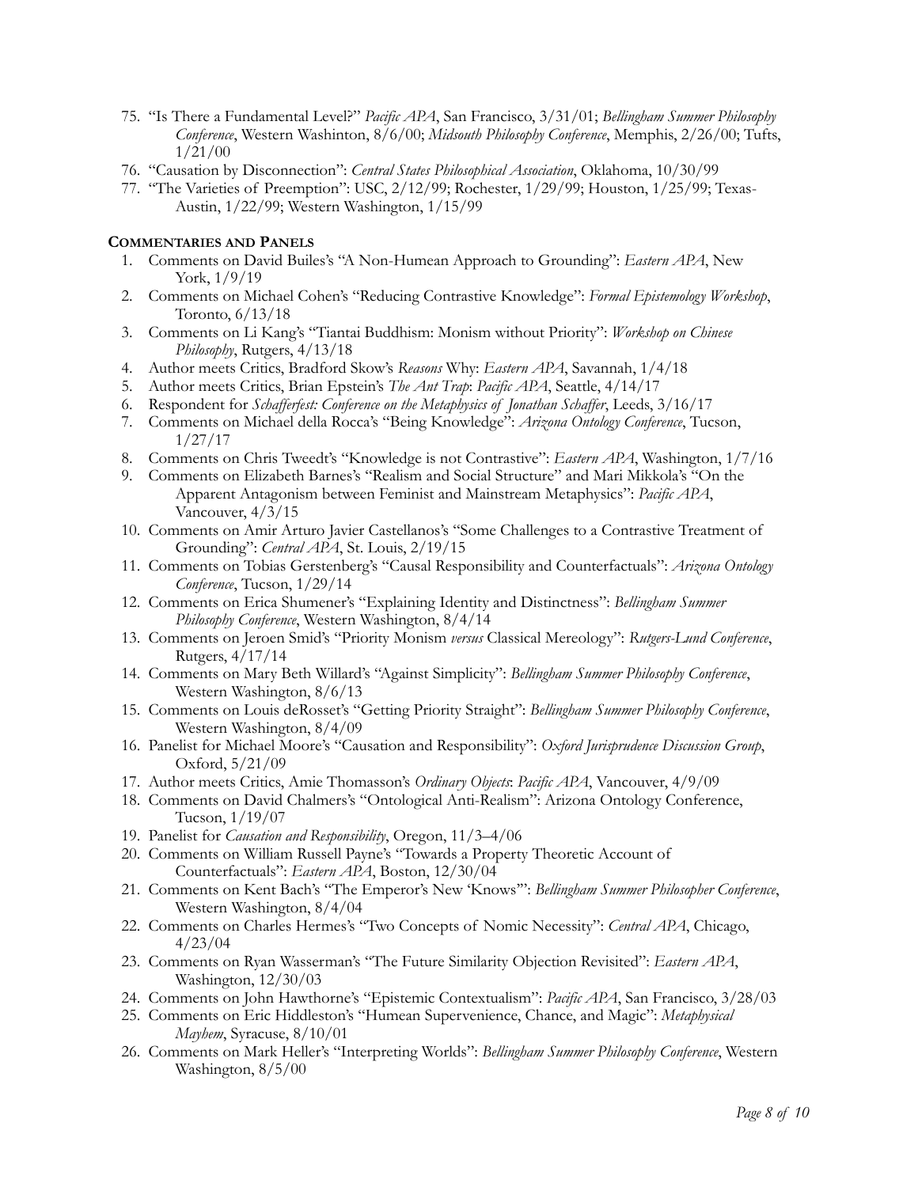75. "Is There a Fundamental Level?" *Pacific APA*, San Francisco, 3/31/01; *Bellingham Summer Philosophy Conference*, Western Washinton, 8/6/00; *Midsouth Philosophy Conference*, Memphis, 2/26/00; Tufts, 1/21/00
76. "Causation by Disconnection": *Central States Philosophical Association*, Oklahoma, 10/30/99
77. "The Varieties of Preemption": USC, 2/12/99; Rochester, 1/29/99; Houston, 1/25/99; Texas-Austin, 1/22/99; Western Washington, 1/15/99

**COMMENTARIES AND PANELS**

1. Comments on David Builes's "A Non-Humean Approach to Grounding": *Eastern APA*, New York, 1/9/19
2. Comments on Michael Cohen's "Reducing Contrastive Knowledge": *Formal Epistemology Workshop*, Toronto, 6/13/18
3. Comments on Li Kang's "Tiantai Buddhism: Monism without Priority": *Workshop on Chinese Philosophy*, Rutgers, 4/13/18
4. Author meets Critics, Bradford Skow's *Reasons* Why: *Eastern APA*, Savannah, 1/4/18
5. Author meets Critics, Brian Epstein's *The Ant Trap*: *Pacific APA*, Seattle, 4/14/17
6. Respondent for *Schafferfest: Conference on the Metaphysics of Jonathan Schaffer*, Leeds, 3/16/17
7. Comments on Michael della Rocca's "Being Knowledge": *Arizona Ontology Conference*, Tucson, 1/27/17
8. Comments on Chris Tweedt's "Knowledge is not Contrastive": *Eastern APA*, Washington, 1/7/16
9. Comments on Elizabeth Barnes's "Realism and Social Structure" and Mari Mikkola's "On the Apparent Antagonism between Feminist and Mainstream Metaphysics": *Pacific APA*, Vancouver, 4/3/15
10. Comments on Amir Arturo Javier Castellanos's "Some Challenges to a Contrastive Treatment of Grounding": *Central APA*, St. Louis, 2/19/15
11. Comments on Tobias Gerstenberg's "Causal Responsibility and Counterfactuals": *Arizona Ontology Conference*, Tucson, 1/29/14
12. Comments on Erica Shumener's "Explaining Identity and Distinctness": *Bellingham Summer Philosophy Conference*, Western Washington, 8/4/14
13. Comments on Jeroen Smid's "Priority Monism *versus* Classical Mereology": *Rutgers-Lund Conference*, Rutgers, 4/17/14
14. Comments on Mary Beth Willard's "Against Simplicity": *Bellingham Summer Philosophy Conference*, Western Washington, 8/6/13
15. Comments on Louis deRosset's "Getting Priority Straight": *Bellingham Summer Philosophy Conference*, Western Washington, 8/4/09
16. Panelist for Michael Moore's "Causation and Responsibility": *Oxford Jurisprudence Discussion Group*, Oxford, 5/21/09
17. Author meets Critics, Amie Thomasson's *Ordinary Objects*: *Pacific APA*, Vancouver, 4/9/09
18. Comments on David Chalmers's "Ontological Anti-Realism": Arizona Ontology Conference, Tucson, 1/19/07
19. Panelist for *Causation and Responsibility*, Oregon, 11/3–4/06
20. Comments on William Russell Payne's "Towards a Property Theoretic Account of Counterfactuals": *Eastern APA*, Boston, 12/30/04
21. Comments on Kent Bach's "The Emperor's New 'Knows'": *Bellingham Summer Philosopher Conference*, Western Washington, 8/4/04
22. Comments on Charles Hermes's "Two Concepts of Nomic Necessity": *Central APA*, Chicago, 4/23/04
23. Comments on Ryan Wasserman's "The Future Similarity Objection Revisited": *Eastern APA*, Washington, 12/30/03
24. Comments on John Hawthorne's "Epistemic Contextualism": *Pacific APA*, San Francisco, 3/28/03
25. Comments on Eric Hiddleston's "Humean Supervenience, Chance, and Magic": *Metaphysical Mayhem*, Syracuse, 8/10/01
26. Comments on Mark Heller's "Interpreting Worlds": *Bellingham Summer Philosophy Conference*, Western Washington, 8/5/00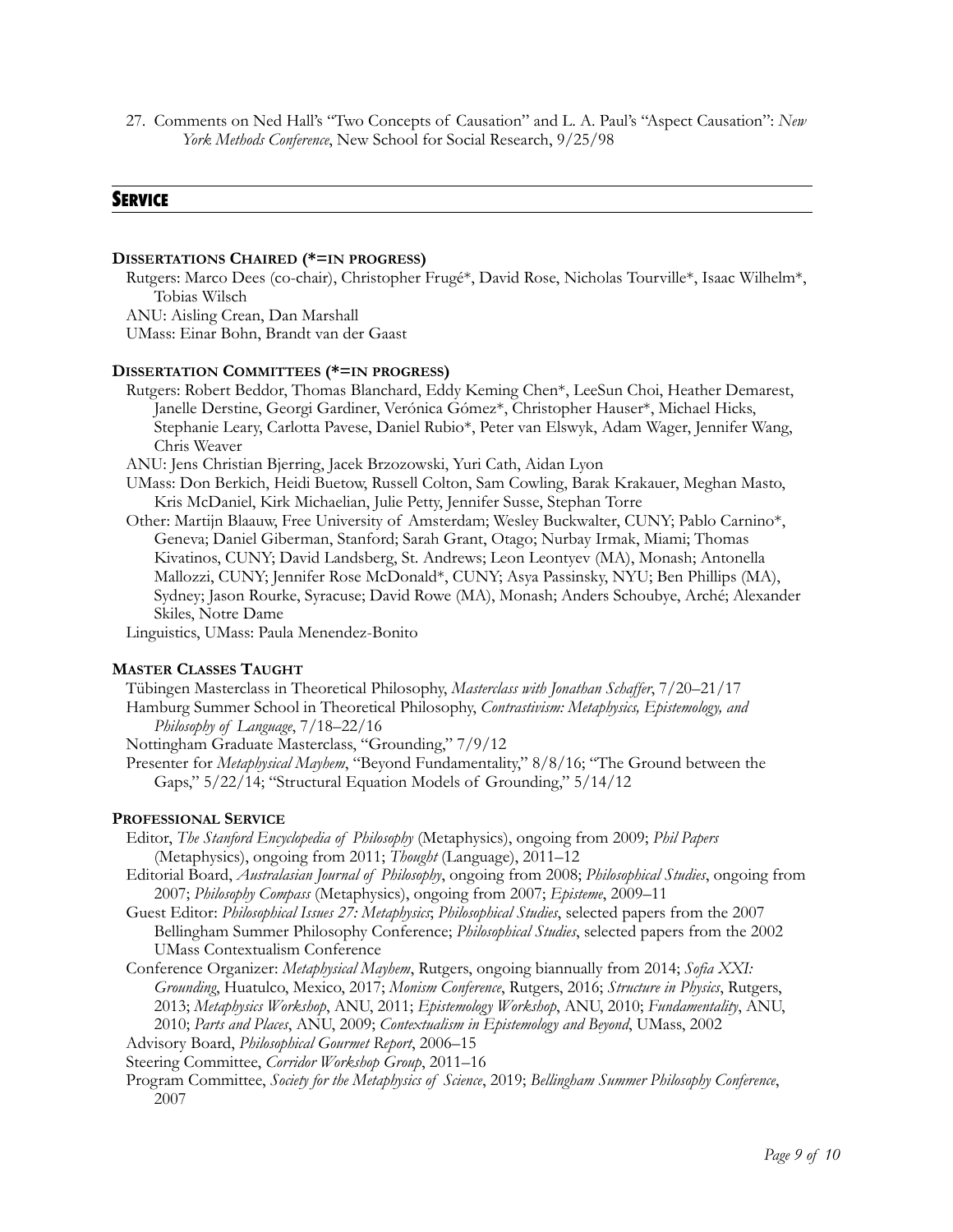27. Comments on Ned Hall's "Two Concepts of Causation" and L. A. Paul's "Aspect Causation": *New York Methods Conference*, New School for Social Research, 9/25/98

## SERVICE

### DISSERTATIONS CHAIRED (*=IN PROGRESS)

Rutgers: Marco Dees (co-chair), Christopher Frugé*, David Rose, Nicholas Tourville*, Isaac Wilhelm*, Tobias Wilsch
ANU: Aisling Crean, Dan Marshall
UMass: Einar Bohn, Brandt van der Gaast

### DISSERTATION COMMITTEES (*=IN PROGRESS)

Rutgers: Robert Beddor, Thomas Blanchard, Eddy Keming Chen*, LeeSun Choi, Heather Demarest, Janelle Derstine, Georgi Gardiner, Verónica Gómez*, Christopher Hauser*, Michael Hicks, Stephanie Leary, Carlotta Pavese, Daniel Rubio*, Peter van Elswyk, Adam Wager, Jennifer Wang, Chris Weaver
ANU: Jens Christian Bjerring, Jacek Brzozowski, Yuri Cath, Aidan Lyon
UMass: Don Berkich, Heidi Buetow, Russell Colton, Sam Cowling, Barak Krakauer, Meghan Masto, Kris McDaniel, Kirk Michaelian, Julie Petty, Jennifer Susse, Stephan Torre
Other: Martijn Blaauw, Free University of Amsterdam; Wesley Buckwalter, CUNY; Pablo Carnino*, Geneva; Daniel Giberman, Stanford; Sarah Grant, Otago; Nurbay Irmak, Miami; Thomas Kivatinos, CUNY; David Landsberg, St. Andrews; Leon Leontyev (MA), Monash; Antonella Mallozzi, CUNY; Jennifer Rose McDonald*, CUNY; Asya Passinsky, NYU; Ben Phillips (MA), Sydney; Jason Rourke, Syracuse; David Rowe (MA), Monash; Anders Schoubye, Arché; Alexander Skiles, Notre Dame
Linguistics, UMass: Paula Menendez-Bonito

### MASTER CLASSES TAUGHT

Tübingen Masterclass in Theoretical Philosophy, *Masterclass with Jonathan Schaffer*, 7/20–21/17
Hamburg Summer School in Theoretical Philosophy, *Contrastivism: Metaphysics, Epistemology, and Philosophy of Language*, 7/18–22/16
Nottingham Graduate Masterclass, "Grounding," 7/9/12
Presenter for *Metaphysical Mayhem*, "Beyond Fundamentality," 8/8/16; "The Ground between the Gaps," 5/22/14; "Structural Equation Models of Grounding," 5/14/12

### PROFESSIONAL SERVICE

Editor, *The Stanford Encyclopedia of Philosophy* (Metaphysics), ongoing from 2009; *Phil Papers* (Metaphysics), ongoing from 2011; *Thought* (Language), 2011–12
Editorial Board, *Australasian Journal of Philosophy*, ongoing from 2008; *Philosophical Studies*, ongoing from 2007; *Philosophy Compass* (Metaphysics), ongoing from 2007; *Episteme*, 2009–11
Guest Editor: *Philosophical Issues 27: Metaphysics*; *Philosophical Studies*, selected papers from the 2007 Bellingham Summer Philosophy Conference; *Philosophical Studies*, selected papers from the 2002 UMass Contextualism Conference
Conference Organizer: *Metaphysical Mayhem*, Rutgers, ongoing biannually from 2014; *Sofia XXI: Grounding*, Huatulco, Mexico, 2017; *Monism Conference*, Rutgers, 2016; *Structure in Physics*, Rutgers, 2013; *Metaphysics Workshop*, ANU, 2011; *Epistemology Workshop*, ANU, 2010; *Fundamentality*, ANU, 2010; *Parts and Places*, ANU, 2009; *Contextualism in Epistemology and Beyond*, UMass, 2002
Advisory Board, *Philosophical Gourmet Report*, 2006–15
Steering Committee, *Corridor Workshop Group*, 2011–16
Program Committee, *Society for the Metaphysics of Science*, 2019; *Bellingham Summer Philosophy Conference*, 2007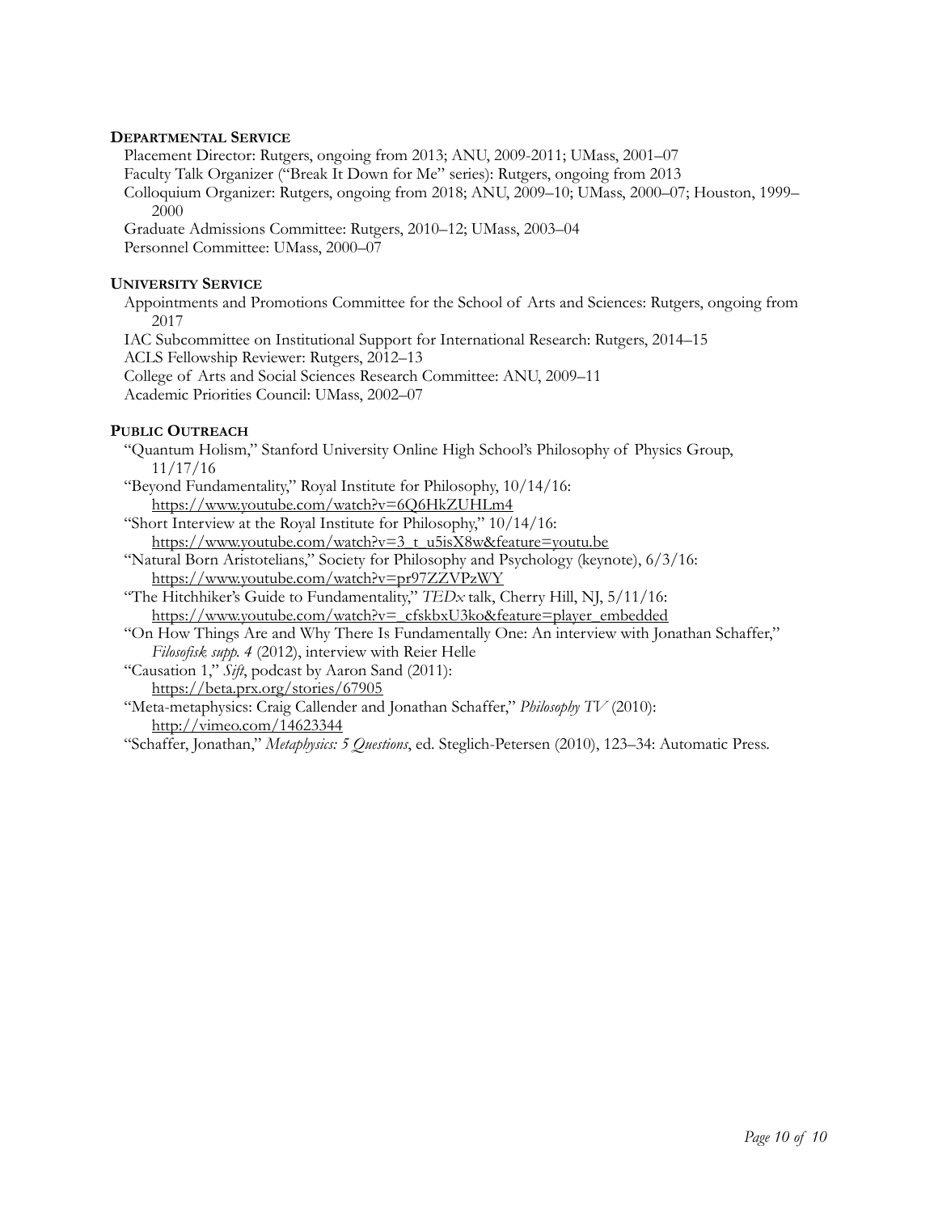**DEPARTMENTAL SERVICE**

Placement Director: Rutgers, ongoing from 2013; ANU, 2009-2011; UMass, 2001–07
Faculty Talk Organizer ("Break It Down for Me" series): Rutgers, ongoing from 2013
Colloquium Organizer: Rutgers, ongoing from 2018; ANU, 2009–10; UMass, 2000–07; Houston, 1999–2000
Graduate Admissions Committee: Rutgers, 2010–12; UMass, 2003–04
Personnel Committee: UMass, 2000–07

**UNIVERSITY SERVICE**

Appointments and Promotions Committee for the School of Arts and Sciences: Rutgers, ongoing from 2017
IAC Subcommittee on Institutional Support for International Research: Rutgers, 2014–15
ACLS Fellowship Reviewer: Rutgers, 2012–13
College of Arts and Social Sciences Research Committee: ANU, 2009–11
Academic Priorities Council: UMass, 2002–07

**PUBLIC OUTREACH**

"Quantum Holism," Stanford University Online High School's Philosophy of Physics Group, 11/17/16
"Beyond Fundamentality," Royal Institute for Philosophy, 10/14/16: https://www.youtube.com/watch?v=6Q6HkZUHLm4
"Short Interview at the Royal Institute for Philosophy," 10/14/16: https://www.youtube.com/watch?v=3_t_u5isX8w&feature=youtu.be
"Natural Born Aristotelians," Society for Philosophy and Psychology (keynote), 6/3/16: https://www.youtube.com/watch?v=pr97ZZVPzWY
"The Hitchhiker's Guide to Fundamentality," *TEDx* talk, Cherry Hill, NJ, 5/11/16: https://www.youtube.com/watch?v=_cfskbxU3ko&feature=player_embedded
"On How Things Are and Why There Is Fundamentally One: An interview with Jonathan Schaffer," *Filosofisk supp. 4* (2012), interview with Reier Helle
"Causation 1," *Sift*, podcast by Aaron Sand (2011): https://beta.prx.org/stories/67905
"Meta-metaphysics: Craig Callender and Jonathan Schaffer," *Philosophy TV* (2010): http://vimeo.com/14623344
"Schaffer, Jonathan," *Metaphysics: 5 Questions*, ed. Steglich-Petersen (2010), 123–34: Automatic Press.